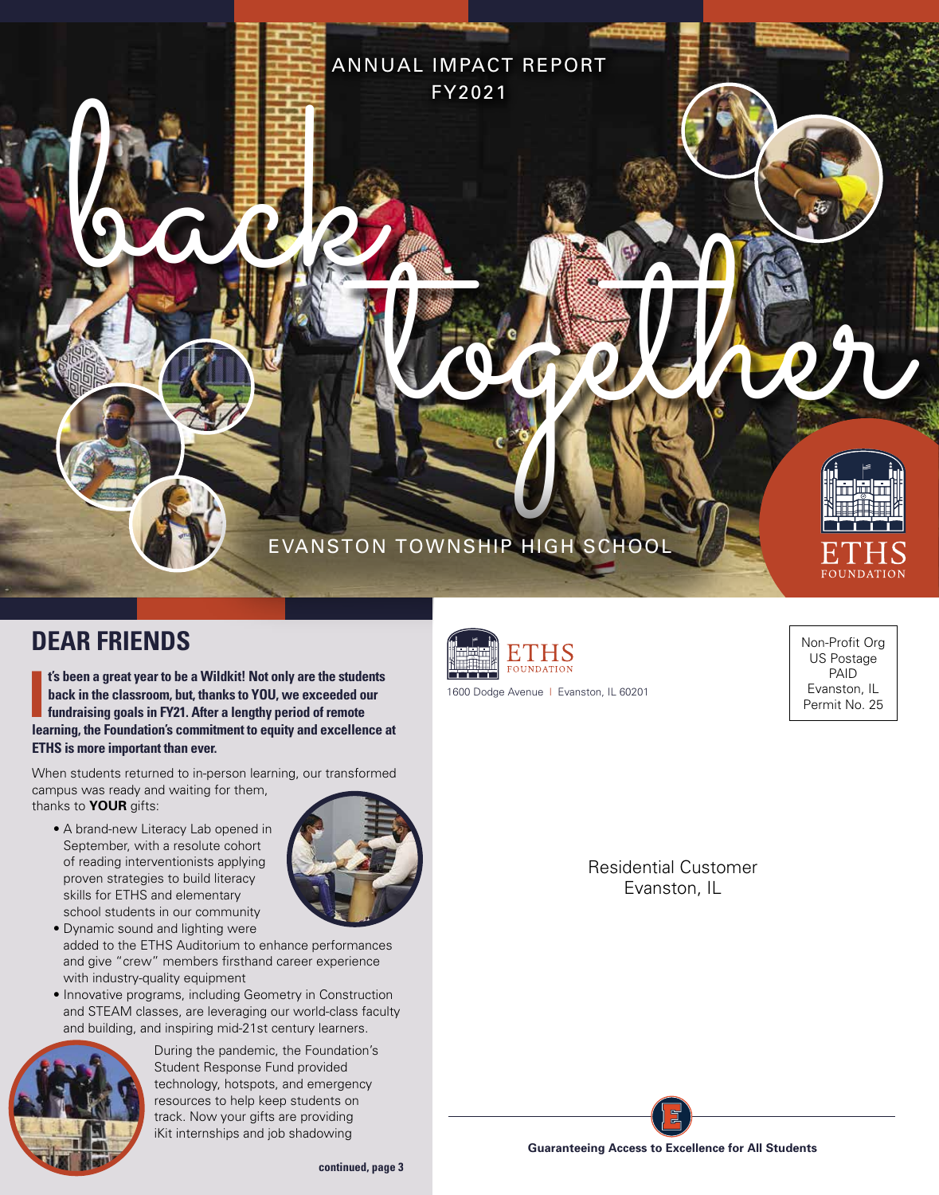ANNUAL IMPACT REPORT
FY2021

# back together

EVANSTON TOWNSHIP HIGH SCHOOL

ETHS FOUNDATION

## DEAR FRIENDS

**It's been a great year to be a Wildkit! Not only are the students back in the classroom, but, thanks to YOU, we exceeded our fundraising goals in FY21. After a lengthy period of remote learning, the Foundation's commitment to equity and excellence at ETHS is more important than ever.**

When students returned to in-person learning, our transformed campus was ready and waiting for them, thanks to **YOUR** gifts:

- A brand-new Literacy Lab opened in September, with a resolute cohort of reading interventionists applying proven strategies to build literacy skills for ETHS and elementary school students in our community
- Dynamic sound and lighting were added to the ETHS Auditorium to enhance performances and give "crew" members firsthand career experience with industry-quality equipment
- Innovative programs, including Geometry in Construction and STEAM classes, are leveraging our world-class faculty and building, and inspiring mid-21st century learners.

During the pandemic, the Foundation's Student Response Fund provided technology, hotspots, and emergency resources to help keep students on track. Now your gifts are providing iKit internships and job shadowing

**continued, page 3**

ETHS FOUNDATION
1600 Dodge Avenue | Evanston, IL 60201

Non-Profit Org
US Postage
PAID
Evanston, IL
Permit No. 25

Residential Customer
Evanston, IL

**Guaranteeing Access to Excellence for All Students**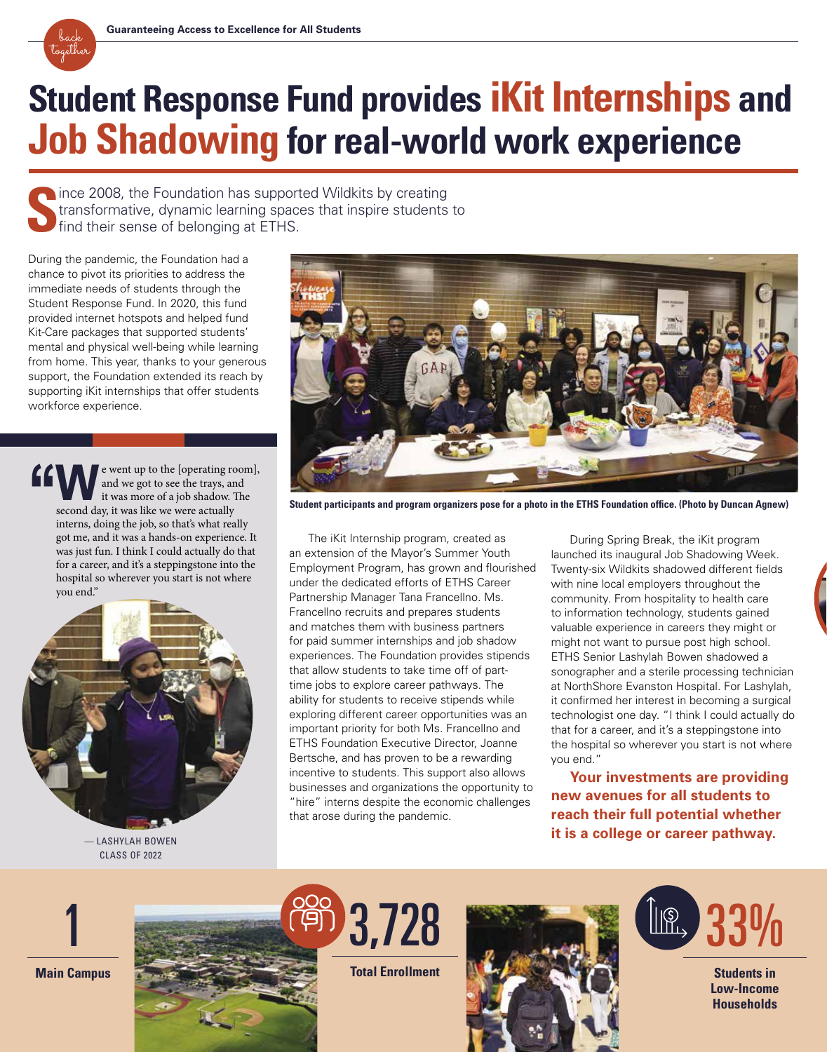# Student Response Fund provides iKit Internships and Job Shadowing for real-world work experience

Since 2008, the Foundation has supported Wildkits by creating transformative, dynamic learning spaces that inspire students to find their sense of belonging at ETHS.

During the pandemic, the Foundation had a chance to pivot its priorities to address the immediate needs of students through the Student Response Fund. In 2020, this fund provided internet hotspots and helped fund Kit-Care packages that supported students' mental and physical well-being while learning from home. This year, thanks to your generous support, the Foundation extended its reach by supporting iKit internships that offer students workforce experience.

> "We went up to the [operating room], and we got to see the trays, and it was more of a job shadow. The second day, it was like we were actually interns, doing the job, so that's what really got me, and it was a hands-on experience. It was just fun. I think I could actually do that for a career, and it's a steppingstone into the hospital so wherever you start is not where you end."
>
> — LASHYLAH BOWEN
> CLASS OF 2022

Student participants and program organizers pose for a photo in the ETHS Foundation office. (Photo by Duncan Agnew)

The iKit Internship program, created as an extension of the Mayor's Summer Youth Employment Program, has grown and flourished under the dedicated efforts of ETHS Career Partnership Manager Tana Francellno. Ms. Francellno recruits and prepares students and matches them with business partners for paid summer internships and job shadow experiences. The Foundation provides stipends that allow students to take time off of part-time jobs to explore career pathways. The ability for students to receive stipends while exploring different career opportunities was an important priority for both Ms. Francellno and ETHS Foundation Executive Director, Joanne Bertsche, and has proven to be a rewarding incentive to students. This support also allows businesses and organizations the opportunity to "hire" interns despite the economic challenges that arose during the pandemic.

During Spring Break, the iKit program launched its inaugural Job Shadowing Week. Twenty-six Wildkits shadowed different fields with nine local employers throughout the community. From hospitality to health care to information technology, students gained valuable experience in careers they might or might not want to pursue post high school. ETHS Senior Lashylah Bowen shadowed a sonographer and a sterile processing technician at NorthShore Evanston Hospital. For Lashylah, it confirmed her interest in becoming a surgical technologist one day. "I think I could actually do that for a career, and it's a steppingstone into the hospital so wherever you start is not where you end."

**Your investments are providing new avenues for all students to reach their full potential whether it is a college or career pathway.**

**1** — Main Campus

**3,728** — Total Enrollment

**33%** — Students in Low-Income Households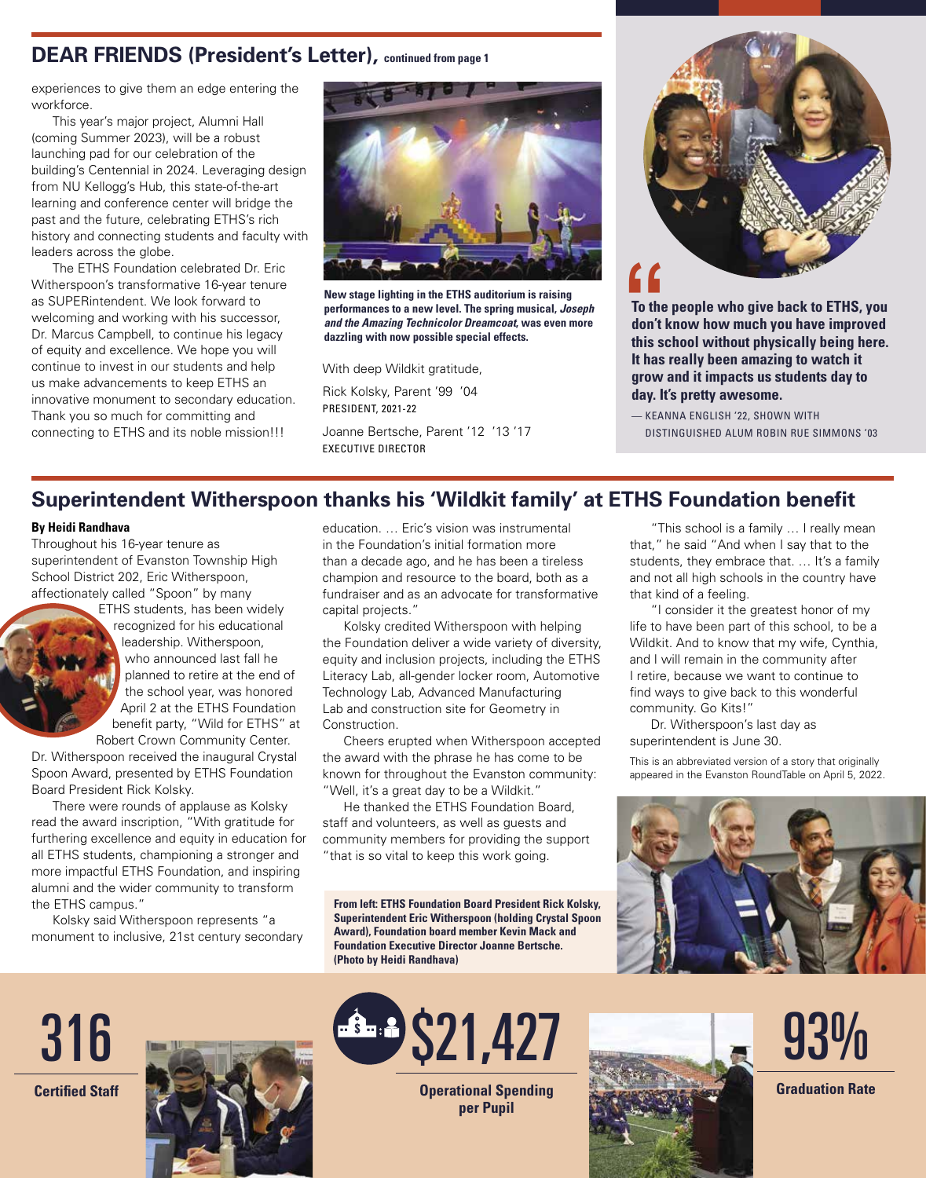## DEAR FRIENDS (President's Letter), continued from page 1

experiences to give them an edge entering the workforce.

This year's major project, Alumni Hall (coming Summer 2023), will be a robust launching pad for our celebration of the building's Centennial in 2024. Leveraging design from NU Kellogg's Hub, this state-of-the-art learning and conference center will bridge the past and the future, celebrating ETHS's rich history and connecting students and faculty with leaders across the globe.

The ETHS Foundation celebrated Dr. Eric Witherspoon's transformative 16-year tenure as SUPERintendent. We look forward to welcoming and working with his successor, Dr. Marcus Campbell, to continue his legacy of equity and excellence. We hope you will continue to invest in our students and help us make advancements to keep ETHS an innovative monument to secondary education. Thank you so much for committing and connecting to ETHS and its noble mission!!!

**New stage lighting in the ETHS auditorium is raising performances to a new level. The spring musical, *Joseph and the Amazing Technicolor Dreamcoat*, was even more dazzling with now possible special effects.**

With deep Wildkit gratitude,

Rick Kolsky, Parent '99 '04
PRESIDENT, 2021-22

Joanne Bertsche, Parent '12 '13 '17
EXECUTIVE DIRECTOR

> **To the people who give back to ETHS, you don't know how much you have improved this school without physically being here. It has really been amazing to watch it grow and it impacts us students day to day. It's pretty awesome.**
>
> — KEANNA ENGLISH '22, SHOWN WITH DISTINGUISHED ALUM ROBIN RUE SIMMONS '03

## Superintendent Witherspoon thanks his 'Wildkit family' at ETHS Foundation benefit

**By Heidi Randhava**

Throughout his 16-year tenure as superintendent of Evanston Township High School District 202, Eric Witherspoon, affectionately called "Spoon" by many ETHS students, has been widely recognized for his educational leadership. Witherspoon, who announced last fall he planned to retire at the end of the school year, was honored April 2 at the ETHS Foundation benefit party, "Wild for ETHS" at Robert Crown Community Center. Dr. Witherspoon received the inaugural Crystal Spoon Award, presented by ETHS Foundation Board President Rick Kolsky.

There were rounds of applause as Kolsky read the award inscription, "With gratitude for furthering excellence and equity in education for all ETHS students, championing a stronger and more impactful ETHS Foundation, and inspiring alumni and the wider community to transform the ETHS campus."

Kolsky said Witherspoon represents "a monument to inclusive, 21st century secondary education. … Eric's vision was instrumental in the Foundation's initial formation more than a decade ago, and he has been a tireless champion and resource to the board, both as a fundraiser and as an advocate for transformative capital projects."

Kolsky credited Witherspoon with helping the Foundation deliver a wide variety of diversity, equity and inclusion projects, including the ETHS Literacy Lab, all-gender locker room, Automotive Technology Lab, Advanced Manufacturing Lab and construction site for Geometry in Construction.

Cheers erupted when Witherspoon accepted the award with the phrase he has come to be known for throughout the Evanston community: "Well, it's a great day to be a Wildkit."

He thanked the ETHS Foundation Board, staff and volunteers, as well as guests and community members for providing the support "that is so vital to keep this work going.

"This school is a family … I really mean that," he said "And when I say that to the students, they embrace that. … It's a family and not all high schools in the country have that kind of a feeling.

"I consider it the greatest honor of my life to have been part of this school, to be a Wildkit. And to know that my wife, Cynthia, and I will remain in the community after I retire, because we want to continue to find ways to give back to this wonderful community. Go Kits!"

Dr. Witherspoon's last day as superintendent is June 30.

This is an abbreviated version of a story that originally appeared in the Evanston RoundTable on April 5, 2022.

**From left: ETHS Foundation Board President Rick Kolsky, Superintendent Eric Witherspoon (holding Crystal Spoon Award), Foundation board member Kevin Mack and Foundation Executive Director Joanne Bertsche. (Photo by Heidi Randhava)**

**316**
**Certified Staff**

**$21,427**
**Operational Spending per Pupil**

**93%**
**Graduation Rate**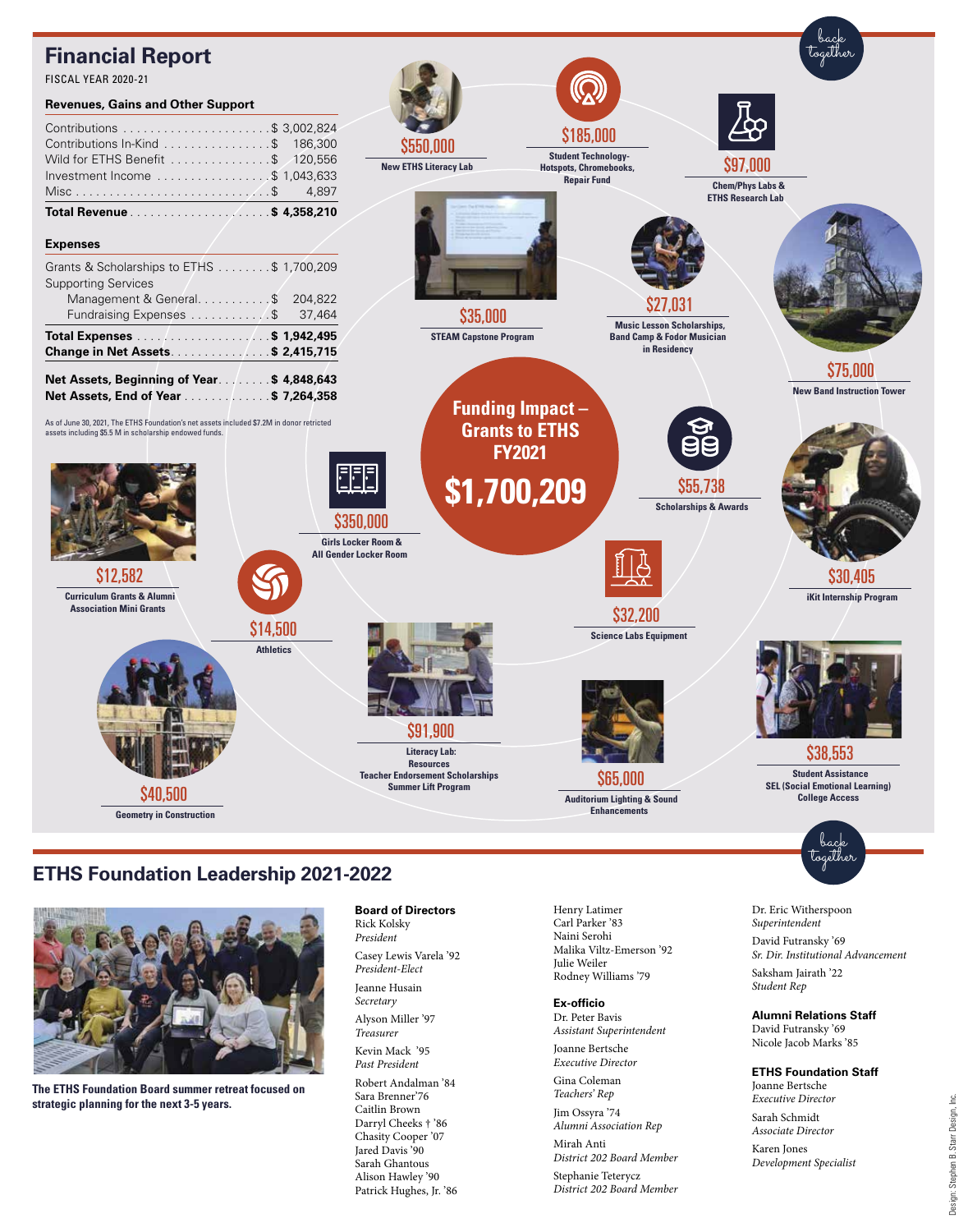## Financial Report

FISCAL YEAR 2020-21

### Revenues, Gains and Other Support

| | |
|---|---|
| Contributions | $ 3,002,824 |
| Contributions In-Kind | $ 186,300 |
| Wild for ETHS Benefit | $ 120,556 |
| Investment Income | $ 1,043,633 |
| Misc | $ 4,897 |
| **Total Revenue** | **$ 4,358,210** |

### Expenses

| | |
|---|---|
| Grants & Scholarships to ETHS | $ 1,700,209 |
| Supporting Services | |
| Management & General | $ 204,822 |
| Fundraising Expenses | $ 37,464 |
| **Total Expenses** | **$ 1,942,495** |
| **Change in Net Assets** | **$ 2,415,715** |
| **Net Assets, Beginning of Year** | **$ 4,848,643** |
| **Net Assets, End of Year** | **$ 7,264,358** |

As of June 30, 2021, The ETHS Foundation's net assets included $7.2M in donor retricted assets including $5.5 M in scholarship endowed funds.

back together

## Funding Impact – Grants to ETHS FY2021

## $1,700,209

- **$550,000** – New ETHS Literacy Lab
- **$185,000** – Student Technology-Hotspots, Chromebooks, Repair Fund
- **$97,000** – Chem/Phys Labs & ETHS Research Lab
- **$35,000** – STEAM Capstone Program
- **$27,031** – Music Lesson Scholarships, Band Camp & Fodor Musician in Residency
- **$75,000** – New Band Instruction Tower
- **$55,738** – Scholarships & Awards
- **$350,000** – Girls Locker Room & All Gender Locker Room
- **$12,582** – Curriculum Grants & Alumni Association Mini Grants
- **$14,500** – Athletics
- **$30,405** – iKit Internship Program
- **$32,200** – Science Labs Equipment
- **$91,900** – Literacy Lab: Resources, Teacher Endorsement Scholarships, Summer Lift Program
- **$40,500** – Geometry in Construction
- **$65,000** – Auditorium Lighting & Sound Enhancements
- **$38,553** – Student Assistance, SEL (Social Emotional Learning), College Access

back together

## ETHS Foundation Leadership 2021-2022

**The ETHS Foundation Board summer retreat focused on strategic planning for the next 3-5 years.**

### Board of Directors

Rick Kolsky
*President*

Casey Lewis Varela '92
*President-Elect*

Jeanne Husain
*Secretary*

Alyson Miller '97
*Treasurer*

Kevin Mack '95
*Past President*

Robert Andalman '84
Sara Brenner'76
Caitlin Brown
Darryl Cheeks † '86
Chasity Cooper '07
Jared Davis '90
Sarah Ghantous
Alison Hawley '90
Patrick Hughes, Jr. '86
Henry Latimer
Carl Parker '83
Naini Serohi
Malika Viltz-Emerson '92
Julie Weiler
Rodney Williams '79

### Ex-officio

Dr. Peter Bavis
*Assistant Superintendent*

Joanne Bertsche
*Executive Director*

Gina Coleman
*Teachers' Rep*

Jim Ossyra '74
*Alumni Association Rep*

Mirah Anti
*District 202 Board Member*

Stephanie Teterycz
*District 202 Board Member*

Dr. Eric Witherspoon
*Superintendent*

David Futransky '69
*Sr. Dir. Institutional Advancement*

Saksham Jairath '22
*Student Rep*

### Alumni Relations Staff

David Futransky '69
Nicole Jacob Marks '85

### ETHS Foundation Staff

Joanne Bertsche
*Executive Director*

Sarah Schmidt
*Associate Director*

Karen Jones
*Development Specialist*

Design: Stephen B. Starr Design, Inc.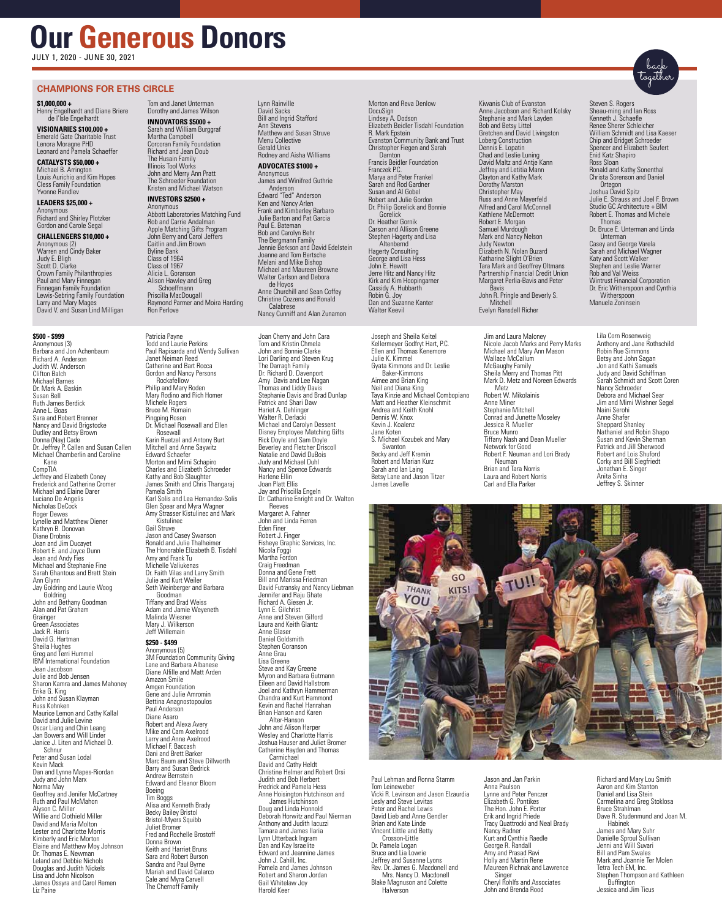# Our Generous Donors

JULY 1, 2020 - JUNE 30, 2021

## CHAMPIONS FOR ETHS CIRCLE

**$1,000,000 +**
Henry Engelhardt and Diane Briere de l'Isle Engelhardt

**VISIONARIES $100,000 +**
Emerald Gate Charitable Trust
Lenora Moragne PHD
Leonard and Pamela Schaeffer

**CATALYSTS $50,000 +**
Michael B. Arrington
Louis Aurichio and Kim Hopes
Cless Family Foundation
Yvonne Randlev

**LEADERS $25,000 +**
Anonymous
Richard and Shirley Plotzker
Gordon and Carole Segal

**CHALLENGERS $10,000 +**
Anonymous (2)
Warren and Cindy Baker
Judy E. Bligh
Scott D. Clarke
Crown Family Philanthropies
Paul and Mary Finnegan
Finnegan Family Foundation
Lewis-Sebring Family Foundation
Larry and Mary Mages
David V. and Susan Lind Milligan
Tom and Janet Unterman
Dorothy and James Wilson

**INNOVATORS $5000 +**
Sarah and William Burggraf
Martha Campbell
Corcoran Family Foundation
Richard and Jean Doub
The Husain Family
Illinois Tool Works
John and Merry Ann Pratt
The Schroeder Foundation
Kristen and Michael Watson

**INVESTORS $2500 +**
Anonymous
Abbott Laboratories Matching Fund
Rob and Carrie Andalman
Apple Matching Gifts Program
John Berry and Carol Jeffers
Caitlin and Jim Brown
Byline Bank
Class of 1964
Class of 1967
Alicia L. Goranson
Alison Hawley and Greg Schoeffmann
Priscilla MacDougall
Raymond Parmer and Moira Harding
Ron Perlove
Lynn Rainville
David Sacks
Bill and Ingrid Stafford
Ann Stevens
Matthew and Susan Struve
Menu Collective
Gerald Unks
Rodney and Aisha Williams

**ADVOCATES $1000 +**
Anonymous
James and Winifred Guthrie Anderson
Edward "Ted" Anderson
Ken and Nancy Arlen
Frank and Kimberley Barbaro
Julie Barton and Pat Garcia
Paul E. Bateman
Bob and Carolyn Behr
The Bergmann Family
Jennie Berkson and David Edelstein
Joanne and Tom Bertsche
Melani and Mike Bishop
Michael and Maureen Browne
Walter Carlson and Debora de Hoyos
Anne Churchill and Sean Coffey
Christine Cozzens and Ronald Calabrese
Nancy Cunniff and Alan Zunamon
Morton and Reva Denlow
DocuSign
Lindsey A. Dodson
Elizabeth Beidler Tisdahl Foundation
R. Mark Epstein
Evanston Community Bank and Trust
Christopher Fiegen and Sarah Darnton
Francis Beidler Foundation
Franczek P.C.
Marya and Peter Frankel
Sarah and Rod Gardner
Susan and Al Gobel
Robert and Julie Gordon
Dr. Philip Gorelick and Bonnie Gorelick
Dr. Heather Gornik
Carson and Allison Greene
Stephen Hagerty and Lisa Altenbernd
Hagerty Consulting
George and Lisa Hess
John E. Hewitt
Jerre Hitz and Nancy Hitz
Kirk and Kim Hoopingarner
Cassidy A. Hubbarth
Robin G. Joy
Dan and Suzanne Kanter
Walter Keevil
Kiwanis Club of Evanston
Anne Jacobson and Richard Kolsky
Stephanie and Mark Layden
Bob and Betsy Littel
Gretchen and David Livingston
Loberg Construction
Dennis E. Lopatin
Chad and Leslie Luning
David Maltz and Antje Kann
Jeffrey and Letitia Mann
Clayton and Kathy Mark
Dorothy Marston
Christopher May
Russ and Anne Mayerfeld
Alfred and Carol McConnell
Kathlene McDermott
Robert E. Morgan
Samuel Murdough
Mark and Nancy Nelson
Judy Newton
Elizabeth N. Nolan Buzard
Katharine Slight O'Brien
Tara Mark and Geoffrey Oltmans
Partnership Financial Credit Union
Margaret Perlia-Bavis and Peter Bavis
John R. Pringle and Beverly S. Mitchell
Evelyn Ransdell Richer
Steven S. Rogers
Sheau-ming and Ian Ross
Kenneth J. Schaeffe
Renee Sherer Schleicher
William Schmidt and Lisa Kaeser
Chip and Bridget Schroeder
Spencer and Elizabeth Seufert
Enid Katz Shapiro
Ross Sloan
Ronald and Kathy Sonenthal
Christa Sorenson and Daniel Ortegon
Joshua David Spitz
Julie E. Strauss and Joel F. Brown
Studio GC Architecture + BIM
Robert E. Thomas and Michele Thomas
Dr. Bruce E. Unterman and Linda Unterman
Casey and George Varela
Sarah and Michael Wagner
Katy and Scott Walker
Stephen and Leslie Warner
Rob and Val Weiss
Wintrust Financial Corporation
Dr. Eric Witherspoon and Cynthia Witherspoon
Manuela Zoninsein

**$500 - $999**
Anonymous (3)
Barbara and Jon Achenbaum
Richard A. Anderson
Judith W. Anderson
Clifton Balch
Michael Barnes
Dr. Mark A. Baskin
Susan Bell
Ruth James Berdick
Anne L. Boas
Sara and Robert Brenner
Nancy and David Brigstocke
Dudley and Betsy Brown
Donna (Nay) Cade
Dr. Jeffrey P. Callen and Susan Callen
Michael Chamberlin and Caroline Kane
CompTIA
Jeffrey and Elizabeth Coney
Frederick and Catherine Cromer
Michael and Elaine Darer
Luciano De Angelis
Nicholas DeCock
Roger Dewes
Lynelle and Matthew Diener
Kathryn B. Donovan
Diane Drobnis
Joan and Jim Ducayet
Robert E. and Joyce Dunn
Jean and Andy Fies
Michael and Stephanie Fine
Sarah Ghantous and Brett Stein
Ann Glynn
Jay Goldring and Laurie Woog Goldring
John and Bethany Goodman
Alan and Pat Graham
Grainger
Green Associates
Jack R. Harris
David G. Hartman
Sheila Hughes
Greg and Terri Hummel
IBM International Foundation
Jean Jacobson
Julie and Bob Jensen
Sharon Kamra and James Mahoney
Erika G. King
John and Susan Klayman
Russ Kohnken
Maurice Lemon and Cathy Kallal
David and Julie Levine
Oscar Liang and Chin Leang
Jan Bowers and Will Linder
Janice J. Liten and Michael D. Schnur
Peter and Susan Lodal
Kevin Mack
Dan and Lynne Mapes-Riordan
Judy and John Marx
Norma May
Geoffrey and Jenifer McCartney
Ruth and Paul McMahon
Alyson C. Miller
Willie and Clothield Miller
David and Maria Molton
Lester and Charlotte Morris
Kimberly and Eric Morton
Elaine and Matthew Moy Johnson
Dr. Thomas E. Newman
Leland and Debbie Nichols
Douglas and Judith Nickels
Lisa and John Nicolson
James Ossyra and Carol Remen
Liz Paine
Patricia Payne
Todd and Laurie Perkins
Paul Rapisarda and Wendy Sullivan
Janet Neiman Reed
Catherine and Bart Rocca
Gordon and Nancy Persons Rockafellow
Philip and Mary Roden
Mary Rodino and Rich Homer
Michele Rogers
Bruce M. Romain
Pingping Rosen
Dr. Michael Rosewall and Ellen Rosewall
Karin Ruetzel and Antony Burt
Mitchell and Anne Saywitz
Edward Schaefer
Morton and Mimi Schapiro
Charles and Elizabeth Schroeder
Kathy and Bob Slaughter
James Smith and Chris Thangaraj
Pamela Smith
Karl Solis and Lea Hernandez-Solis
Glen Spear and Myra Wagner
Amy Strasser Kistulinec and Mark Kistulinec
Gail Struve
Jason and Casey Swanson
Ronald and Julie Thalheimer
The Honorable Elizabeth B. Tisdahl
Amy and Frank Tu
Michelle Valiukenas
Dr. Faith Vilas and Larry Smith
Julie and Kurt Weiler
Seth Weinberger and Barbara Goodman
Tiffany and Brad Weiss
Adam and Jamie Weyeneth
Malinda Wiesner
Mary J. Wilkerson
Jeff Willemain
Joan Cherry and John Cara
Tom and Kristin Chmela
John and Bonnie Clarke
Lori Darling and Steven Krug
The Darragh Family
Dr. Richard D. Davenport
Amy Davis and Lee Nagan
Thomas and Liddy Davis
Stephanie Davis and Brad Dunlap
Patrick and Shari Daw
Hariet A. Dehlinger
Walter R. Derlacki
Michael and Carolyn Dessent
Disney Employee Matching Gifts
Rick Doyle and Sam Doyle
Beverley and Fletcher Driscoll
Natalie and David DuBois
Judy and Michael Duhl
Nancy and Spence Edwards
Harlene Ellin
Joan Platt Ellis
Jay and Priscilla Engeln
Dr. Catharine Enright and Dr. Walton Reeves
Margaret A. Fahner
John and Linda Ferren
Eden Finer
Robert J. Finger
Fisheye Graphic Services, Inc.
Nicola Foggi
Martha Fordon
Craig Freedman
Donna and Gene Frett
Bill and Marissa Friedman
David Futransky and Nancy Liebman
Jennifer and Raju Ghate
Richard A. Giesen Jr.
Lynn E. Gilchrist
Anne and Steven Gilford
Laura and Keith Glantz
Anne Glaser
Daniel Goldsmith
Stephen Goranson
Anne Grau
Lisa Greene
Steve and Kay Greene
Myron and Barbara Gutmann
Eileen and David Hallstrom
Joel and Kathryn Hammerman
Chandra and Kurt Hammond
Kevin and Rachel Hanrahan
Brian Hanson and Karen Alter-Hanson
John and Alison Harper
Wesley and Charlotte Harris
Joshua Hauser and Juliet Bromer
Catherine Hayden and Thomas Carmichael
David and Cathy Heldt
Christine Helmer and Robert Orsi
Judith and Bob Herbert
Fredrick and Pamela Hess
Anne Hoisington Hutchinson and James Hutchinson
Doug and Linda Honnold
Deborah Horwitz and Paul Nierman
Anthony and Judith Iacuzzi
Tamara and James Ilaria
Lynn Utterback Ingram
Dan and Kay Israelite
Edward and Jeannine James
John J. Cahill, Inc.
Pamela and James Johnson
Robert and Sharon Jordan
Gail Whitelaw Joy
Harold Keer
Joseph and Sheila Keitel
Kellermeyer Godfryt Hart, P.C.
Ellen and Thomas Kenemore
Julie K. Kimmel
Gyata Kimmons and Dr. Leslie Baker-Kimmons
Aimee and Brian King
Neil and Diana King
Taya Kinzie and Michael Combopiano
Matt and Heather Kleinschmit
Andrea and Keith Knohl
Dennis W. Knox
Kevin J. Koalenz
Jane Koten
S. Michael Kozubek and Mary Swanton
Becky and Jeff Kremin
Robert and Marian Kurz
Sarah and Ian Laing
Betsy Lane and Jason Titzer
James Lavelle
Jim and Laura Maloney
Nicole Jacob Marks and Perry Marks
Michael and Mary Ann Mason
Wallace McCallum
McGaughy Family
Sheila Merry and Thomas Pitt
Mark D. Metz and Noreen Edwards Metz
Robert W. Mikolainis
Anne Miner
Stephanie Mitchell
Conrad and Junette Moseley
Jessica R. Mueller
Bruce Munro
Tiffany Nash and Dean Mueller
Network for Good
Robert F. Neuman and Lori Brady Neuman
Brian and Tara Norris
Laura and Robert Norris
Carl and Ella Parker
Lila Corn Rosenweig
Anthony and Jane Rothschild
Robin Rue Simmons
Betsy and John Sagan
Jon and Kathi Samuels
Judy and David Schiffman
Sarah Schmidt and Scott Coren
Nancy Schroeder
Debora and Michael Sear
Jim and Mimi Wishner Segel
Naini Serohi
Anne Shafer
Sheppard Shanley
Nathaniel and Robin Shapo
Susan and Kevin Sherman
Patrick and Jill Sherwood
Robert and Lois Shuford
Corky and Bill Siegfriedt
Jonathan E. Singer
Anita Sinha
Jeffrey S. Skinner
Paul Lehman and Ronna Stamm
Tom Leineweber
Vicki R. Levinson and Jason Elzaurdia
Lesly and Steve Levitas
Peter and Rachel Lewis
David Lieb and Anne Gendler
Brian and Kate Linde
Vincent Little and Betty Crosson-Little
Dr. Pamela Logan
Bruce and Lia Lowrie
Jeffrey and Susanne Lyons
Rev. Dr. James G. Macdonell and Mrs. Nancy D. Macdonell
Blake Magnuson and Colette Halverson
Jason and Jan Parkin
Anna Paulson
Lynne and Peter Penczer
Elizabeth G. Pontikes
The Hon. John E. Porter
Erik and Ingrid Priede
Tracy Quattrocki and Neal Brady
Nancy Radner
Kurt and Cynthia Raedle
George R. Randall
Amy and Prasad Ravi
Holly and Martin Rene
Maureen Richnak and Lawrence Singer
Cheryl Rohlfs and Associates
John and Brenda Rood
Richard and Mary Lou Smith
Aaron and Kim Stanton
Daniel and Lisa Stein
Carmelina and Greg Stoklosa
Bruce Strahlman
Dave R. Studenmund and Joan M. Habinek
James and Mary Suhr
Danielle Sproul Sullivan
Jenni and Will Suvari
Bill and Pam Swales
Mark and Joanne Ter Molen
Tetra Tech EM, Inc.
Stephen Thompson and Kathleen Buffington
Jessica and Jim Ticus

**$250 - $499**
Anonymous (5)
3M Foundation Community Giving
Lane and Barbara Albanese
Diane Alfille and Matt Arden
Amazon Smile
Amgen Foundation
Gene and Julie Amromin
Bettina Anagnostopoulos
Paul Anderson
Diane Asaro
Robert and Alexa Avery
Mike and Cam Axelrood
Larry and Anne Axelrood
Michael F. Baccash
Dani and Brett Barker
Marc Baum and Steve Dillworth
Barry and Susan Bedrick
Andrew Bernstein
Edward and Eleanor Bloom
Boeing
Tim Boggs
Alisa and Kenneth Brady
Becky Bailey Bristol
Bristol-Myers Squibb
Juliet Bromer
Fred and Rochelle Brostoff
Donna Brown
Keith and Harriet Bruns
Sara and Robert Burson
Sandra and Paul Byrne
Mariah and David Calarco
Cale and Myra Carvell
The Chernoff Family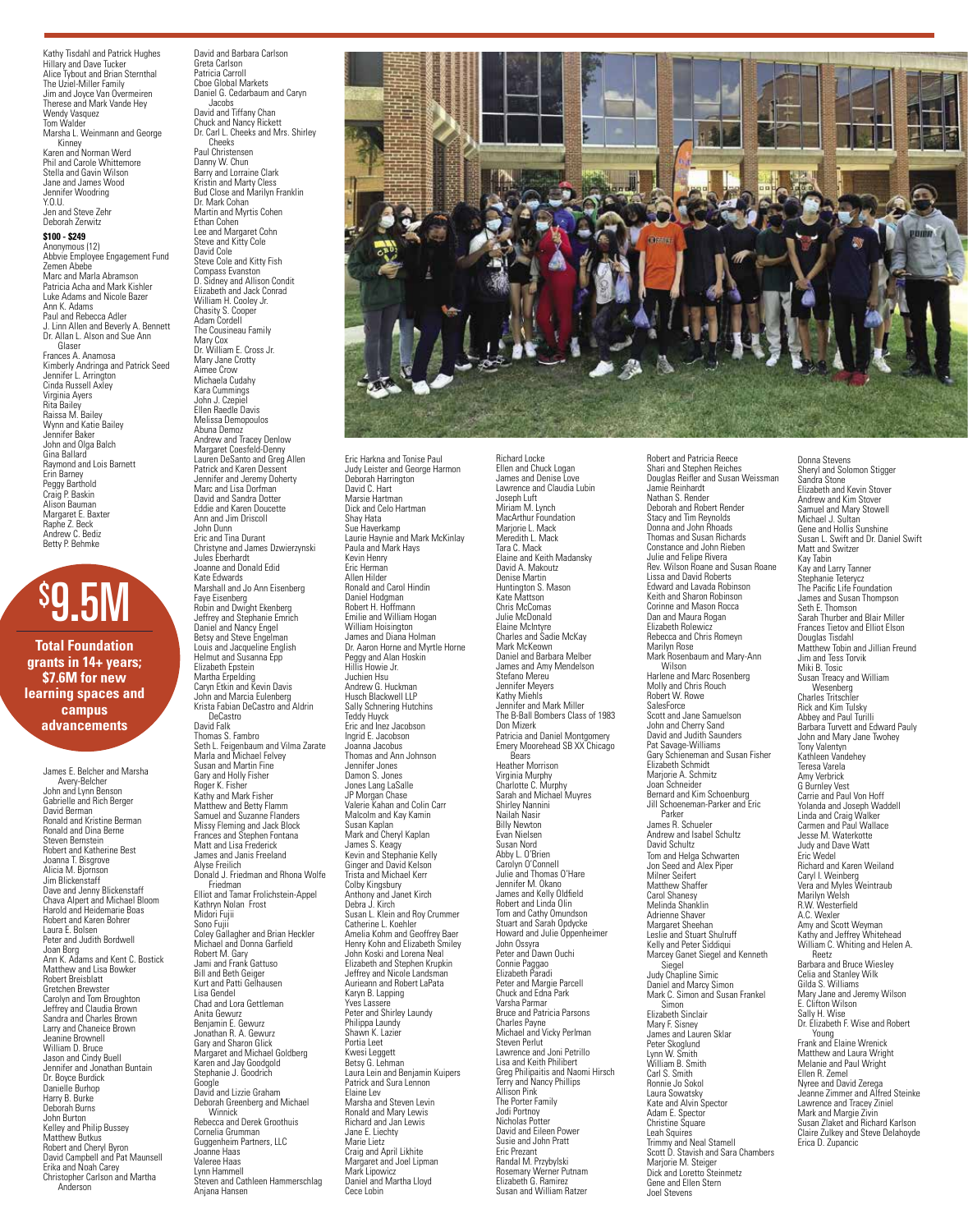Kathy Tisdahl and Patrick Hughes
Hillary and Dave Tucker
Alice Tybout and Brian Sternthal
The Uziel-Miller Family
Jim and Joyce Van Overmeiren
Therese and Mark Vande Hey
Wendy Vasquez
Tom Walder
Marsha L. Weinmann and George Kinney
Karen and Norman Werd
Phil and Carole Whittemore
Stella and Gavin Wilson
Jane and James Wood
Jennifer Woodring
Y.O.U.
Jen and Steve Zehr
Deborah Zerwitz

**$100 - $249**

Anonymous (12)
Abbvie Employee Engagement Fund
Zemen Abebe
Marc and Marla Abramson
Patricia Acha and Mark Kishler
Luke Adams and Nicole Bazer
Ann K. Adams
Paul and Rebecca Adler
J. Linn Allen and Beverly A. Bennett
Dr. Allan L. Alson and Sue Ann Glaser
Frances A. Anamosa
Kimberly Andringa and Patrick Seed
Jennifer L. Arrington
Cinda Russell Axley
Virginia Ayers
Rita Bailey
Raissa M. Bailey
Wynn and Katie Bailey
Jennifer Baker
John and Olga Balch
Gina Ballard
Raymond and Lois Barnett
Erin Barney
Peggy Barthold
Craig P. Baskin
Alison Bauman
Margaret E. Baxter
Raphe Z. Beck
Andrew C. Bediz
Betty P. Behmke

**$9.5M**

**Total Foundation grants in 14+ years; $7.6M for new learning spaces and campus advancements**

James E. Belcher and Marsha Avery-Belcher
John and Lynn Benson
Gabrielle and Rich Berger
David Berman
Ronald and Kristine Berman
Ronald and Dina Berne
Steven Bernstein
Robert and Katherine Best
Joanna T. Bisgrove
Alicia M. Bjornson
Jim Blickenstaff
Dave and Jenny Blickenstaff
Chava Alpert and Michael Bloom
Harold and Heidemarie Boas
Robert and Karen Bohrer
Laura E. Bolsen
Peter and Judith Bordwell
Joan Borg
Ann K. Adams and Kent C. Bostick
Matthew and Lisa Bowker
Robert Breisblatt
Gretchen Brewster
Carolyn and Tom Broughton
Jeffrey and Claudia Brown
Sandra and Charles Brown
Larry and Chaneice Brown
Jeanine Brownell
William D. Bruce
Jason and Cindy Buell
Jennifer and Jonathan Buntain
Dr. Boyce Burdick
Danielle Burhop
Harry B. Burke
Deborah Burns
John Burton
Kelley and Philip Bussey
Matthew Butkus
Robert and Cheryl Byron
David Campbell and Pat Maunsell
Erika and Noah Carey
Christopher Carlson and Martha Anderson

David and Barbara Carlson
Greta Carlson
Patricia Carroll
Cboe Global Markets
Daniel G. Cedarbaum and Caryn Jacobs
David and Tiffany Chan
Chuck and Nancy Rickett
Dr. Carl L. Cheeks and Mrs. Shirley Cheeks
Paul Christensen
Danny W. Chun
Barry and Lorraine Clark
Kristin and Marty Cless
Bud Close and Marilyn Franklin
Dr. Mark Cohan
Martin and Myrtis Cohen
Ethan Cohen
Lee and Margaret Cohn
Steve and Kitty Cole
David Cole
Steve Cole and Kitty Fish
Compass Evanston
D. Sidney and Allison Condit
Elizabeth and Jack Conrad
William H. Cooley Jr.
Chasity S. Cooper
Adam Cordell
The Cousineau Family
Mary Cox
Dr. William E. Cross Jr.
Mary Jane Crotty
Aimee Crow
Michaela Cudahy
Kara Cummings
John J. Czepiel
Ellen Raedle Davis
Melissa Demopoulos
Abuna Demoz
Andrew and Tracey Denlow
Margaret Coesfeld-Denny
Lauren DeSanto and Greg Allen
Patrick and Karen Dessent
Jennifer and Jeremy Doherty
Marc and Lisa Dorfman
David and Sandra Dotter
Eddie and Karen Doucette
Ann and Jim Driscoll
John Dunn
Eric and Tina Durant
Christyne and James Dzwierzynski
Jules Eberhardt
Joanne and Donald Edid
Kate Edwards
Marshall and Jo Ann Eisenberg
Faye Eisenberg
Robin and Dwight Ekenberg
Jeffrey and Stephanie Emrich
Daniel and Nancy Engel
Betsy and Steve Engelman
Louis and Jacqueline English
Helmut and Susanna Epp
Elizabeth Epstein
Martha Erpelding
Caryn Etkin and Kevin Davis
John and Marcia Eulenberg
Krista Fabian DeCastro and Aldrin DeCastro
David Falk
Thomas S. Fambro
Seth L. Feigenbaum and Vilma Zarate
Marla and Michael Felvey
Susan and Martin Fine
Gary and Holly Fisher
Roger K. Fisher
Kathy and Mark Fisher
Matthew and Betty Flamm
Samuel and Suzanne Flanders
Missy Fleming and Jack Block
Frances and Stephen Fontana
Matt and Lisa Frederick
James and Janis Freeland
Alyse Freilich
Donald J. Friedman and Rhona Wolfe Friedman
Elliot and Tamar Frolichstein-Appel
Kathryn Nolan Frost
Midori Fujii
Sono Fujii
Coley Gallagher and Brian Heckler
Michael and Donna Garfield
Robert M. Gary
Jami and Frank Gattuso
Bill and Beth Geiger
Kurt and Patti Gelhausen
Lisa Gendel
Chad and Lora Gettleman
Anita Gewurz
Benjamin E. Gewurz
Jonathan R. A. Gewurz
Gary and Sharon Glick
Margaret and Michael Goldberg
Karen and Jay Goodgold
Stephanie J. Goodrich
Google
David and Lizzie Graham
Deborah Greenberg and Michael Winnick
Rebecca and Derek Groothuis
Cornelia Grumman
Guggenheim Partners, LLC
Joanne Haas
Valeree Haas
Lynn Hammell
Steven and Cathleen Hammerschlag
Anjana Hansen

Eric Harkna and Tonise Paul
Judy Leister and George Harmon
Deborah Harrington
David C. Hart
Marsie Hartman
Dick and Celo Hartman
Shay Hata
Sue Haverkamp
Laurie Haynie and Mark McKinlay
Paula and Mark Hays
Kevin Henry
Eric Herman
Allen Hilder
Ronald and Carol Hindin
Daniel Hodgman
Robert H. Hoffmann
Emilie and William Hogan
William Hoisington
James and Diana Holman
Dr. Aaron Horne and Myrtle Horne
Peggy and Alan Hoskin
Hillis Howie Jr.
Juchien Hsu
Andrew G. Huckman
Husch Blackwell LLP
Sally Schnering Hutchins
Teddy Huyck
Eric and Inez Jacobson
Ingrid E. Jacobson
Joanna Jacobus
Thomas and Ann Johnson
Jennifer Jones
Damon S. Jones
Jones Lang LaSalle
JP Morgan Chase
Valerie Kahan and Colin Carr
Malcolm and Kay Kamin
Susan Kaplan
Mark and Cheryl Kaplan
James S. Keagy
Kevin and Stephanie Kelly
Ginger and David Kelson
Trista and Michael Kerr
Colby Kingsbury
Anthony and Janet Kirch
Debra J. Kirch
Susan L. Klein and Roy Crummer
Catherine L. Koehler
Amelia Kohm and Geoffrey Baer
Henry Kohn and Elizabeth Smiley
John Koski and Lorena Neal
Elizabeth and Stephen Krupkin
Jeffrey and Nicole Landsman
Aurieann and Robert LaPata
Karyn B. Lapping
Yves Lassere
Peter and Shirley Laundy
Philippa Laundy
Shawn K. Lazier
Portia Leet
Kwesi Leggett
Betsy G. Lehman
Laura Lein and Benjamin Kuipers
Patrick and Sura Lennon
Elaine Lev
Marsha and Steven Levin
Ronald and Mary Lewis
Richard and Jan Lewis
Jane E. Liechty
Marie Lietz
Craig and April Likhite
Margaret and Joel Lipman
Mark Lipowicz
Daniel and Martha Lloyd
Cece Lobin

Richard Locke
Ellen and Chuck Logan
James and Denise Love
Lawrence and Claudia Lubin
Joseph Luft
Miriam M. Lynch
MacArthur Foundation
Marjorie L. Mack
Meredith L. Mack
Tara C. Mack
Elaine and Keith Madansky
David A. Makoutz
Denise Martin
Huntington S. Mason
Kate Mattson
Chris McComas
Julie McDonald
Elaine McIntyre
Charles and Sadie McKay
Mark McKeown
Daniel and Barbara Melber
James and Amy Mendelson
Stefano Mereu
Jennifer Meyers
Kathy Miehls
Jennifer and Mark Miller
The B-Ball Bombers Class of 1983
Don Mizerk
Patricia and Daniel Montgomery
Emery Moorehead SB XX Chicago Bears
Heather Morrison
Virginia Murphy
Charlotte C. Murphy
Sarah and Michael Muyres
Shirley Nannini
Nailah Nasir
Billy Newton
Evan Nielsen
Susan Nord
Abby L. O'Brien
Carolyn O'Connell
Julie and Thomas O'Hare
Jennifer M. Okano
James and Kelly Oldfield
Robert and Linda Olin
Tom and Cathy Omundson
Stuart and Sarah Opdycke
Howard and Julie Oppenheimer
John Ossyra
Peter and Dawn Ouchi
Connie Paggao
Elizabeth Paradi
Peter and Margie Parcell
Chuck and Edna Park
Varsha Parmar
Bruce and Patricia Parsons
Charles Payne
Michael and Vicky Perlman
Steven Perlut
Lawrence and Joni Petrillo
Lisa and Keith Philibert
Greg Philipaitis and Naomi Hirsch
Terry and Nancy Phillips
Allison Pink
The Porter Family
Jodi Portnoy
Nicholas Potter
David and Eileen Power
Susie and John Pratt
Eric Prezant
Randal M. Przybylski
Rosemary Werner Putnam
Elizabeth G. Ramirez
Susan and William Ratzer

Robert and Patricia Reece
Shari and Stephen Reiches
Douglas Reifler and Susan Weissman
Jamie Reinhardt
Nathan S. Render
Deborah and Robert Render
Stacy and Tim Reynolds
Donna and John Rhoads
Thomas and Susan Richards
Constance and John Rieben
Julie and Felipe Rivera
Rev. Wilson Roane and Susan Roane
Lissa and David Roberts
Edward and Lavada Robinson
Keith and Sharon Robinson
Corinne and Mason Rocca
Dan and Maura Rogan
Elizabeth Rolewicz
Rebecca and Chris Romeyn
Marilyn Rose
Mark Rosenbaum and Mary-Ann Wilson
Harlene and Marc Rosenberg
Molly and Chris Rouch
Robert W. Rowe
SalesForce
Scott and Jane Samuelson
John and Cherry Sand
David and Judith Saunders
Pat Savage-Williams
Gary Schieneman and Susan Fisher
Elizabeth Schmidt
Marjorie A. Schmitz
Joan Schneider
Bernard and Kim Schoenburg
Jill Schoeneman-Parker and Eric Parker
James R. Schueler
Andrew and Isabel Schultz
David Schultz
Tom and Helga Schwarten
Jon Seed and Alex Piper
Milner Seifert
Matthew Shaffer
Carol Shanesy
Melinda Shanklin
Adrienne Shaver
Margaret Sheehan
Leslie and Stuart Shulruff
Kelly and Peter Siddiqui
Marcey Ganet Siegel and Kenneth Siegel
Judy Chapline Simic
Daniel and Marcy Simon
Mark C. Simon and Susan Frankel Simon
Elizabeth Sinclair
Mary F. Sisney
James and Lauren Sklar
Peter Skoglund
Lynn W. Smith
William B. Smith
Carl S. Smith
Ronnie Jo Sokol
Laura Sowatsky
Kate and Alvin Spector
Adam E. Spector
Christine Square
Leah Squires
Trimmy and Neal Stamell
Scott D. Stavish and Sara Chambers
Marjorie M. Steiger
Dick and Loretto Steinmetz
Gene and Ellen Stern
Joel Stevens

Donna Stevens
Sheryl and Solomon Stigger
Sandra Stone
Elizabeth and Kevin Stover
Andrew and Kim Stover
Samuel and Mary Stowell
Michael J. Sultan
Gene and Hollis Sunshine
Susan L. Swift and Dr. Daniel Swift
Matt and Switzer
Kay Tabin
Kay and Larry Tanner
Stephanie Teterycz
The Pacific Life Foundation
James and Susan Thompson
Seth E. Thomson
Sarah Thurber and Blair Miller
Frances Tietov and Elliot Elson
Douglas Tisdahl
Matthew Tobin and Jillian Freund
Jim and Tess Torvik
Miki B. Tosic
Susan Treacy and William Wesenberg
Charles Tritschler
Rick and Kim Tulsky
Abbey and Paul Turilli
Barbara Turvett and Edward Pauly
John and Mary Jane Twohey
Tony Valentyn
Kathleen Vandehey
Teresa Varela
Amy Verbrick
G Burnley Vest
Carrie and Paul Von Hoff
Yolanda and Joseph Waddell
Linda and Craig Walker
Carmen and Paul Wallace
Jesse M. Waterkotte
Judy and Dave Watt
Eric Wedel
Richard and Karen Weiland
Caryl I. Weinberg
Vera and Myles Weintraub
Marilyn Welsh
R.W. Westerfield
A.C. Wexler
Amy and Scott Weyman
Kathy and Jeffrey Whitehead
William C. Whiting and Helen A. Reetz
Barbara and Bruce Wiesley
Celia and Stanley Wilk
Gilda S. Williams
Mary Jane and Jeremy Wilson
E. Clifton Wilson
Sally H. Wise
Dr. Elizabeth F. Wise and Robert Young
Frank and Elaine Wrenick
Matthew and Laura Wright
Melanie and Paul Wright
Ellen R. Zemel
Nyree and David Zerega
Jeanne Zimmer and Alfred Steinke
Lawrence and Tracey Ziniel
Mark and Margie Zivin
Susan Zlaket and Richard Karlson
Claire Zulkey and Steve Delahoyde
Erica D. Zupancic